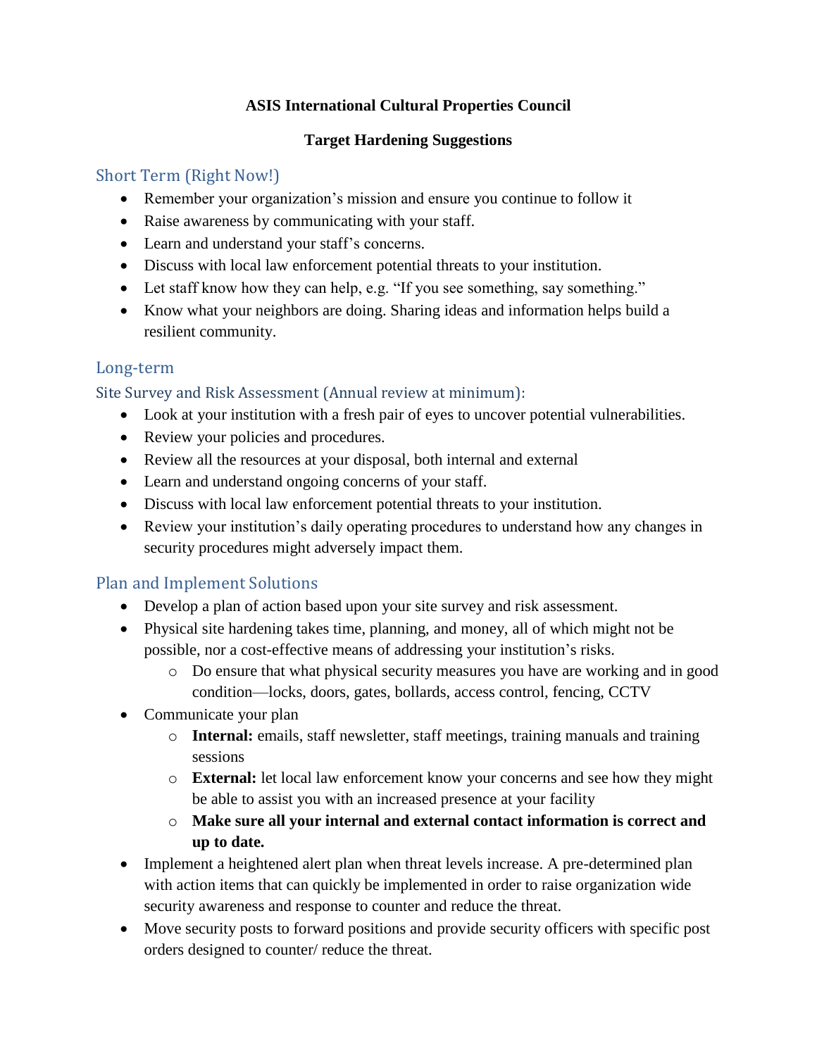# ASIS International Cultural Properties Council

## Target Hardening Suggestions

### Short Term (Right Now!)

- Remember your organization's mission and ensure you continue to follow it
- Raise awareness by communicating with your staff.
- Learn and understand your staff's concerns.
- Discuss with local law enforcement potential threats to your institution.
- Let staff know how they can help, e.g. "If you see something, say something."
- Know what your neighbors are doing. Sharing ideas and information helps build a resilient community.

### Long-term

#### Site Survey and Risk Assessment (Annual review at minimum):

- Look at your institution with a fresh pair of eyes to uncover potential vulnerabilities.
- Review your policies and procedures.
- Review all the resources at your disposal, both internal and external
- Learn and understand ongoing concerns of your staff.
- Discuss with local law enforcement potential threats to your institution.
- Review your institution's daily operating procedures to understand how any changes in security procedures might adversely impact them.

### Plan and Implement Solutions

- Develop a plan of action based upon your site survey and risk assessment.
- Physical site hardening takes time, planning, and money, all of which might not be possible, nor a cost-effective means of addressing your institution's risks.
    - Do ensure that what physical security measures you have are working and in good condition—locks, doors, gates, bollards, access control, fencing, CCTV
- Communicate your plan
    - **Internal:** emails, staff newsletter, staff meetings, training manuals and training sessions
    - **External:** let local law enforcement know your concerns and see how they might be able to assist you with an increased presence at your facility
    - **Make sure all your internal and external contact information is correct and up to date.**
- Implement a heightened alert plan when threat levels increase. A pre-determined plan with action items that can quickly be implemented in order to raise organization wide security awareness and response to counter and reduce the threat.
- Move security posts to forward positions and provide security officers with specific post orders designed to counter/ reduce the threat.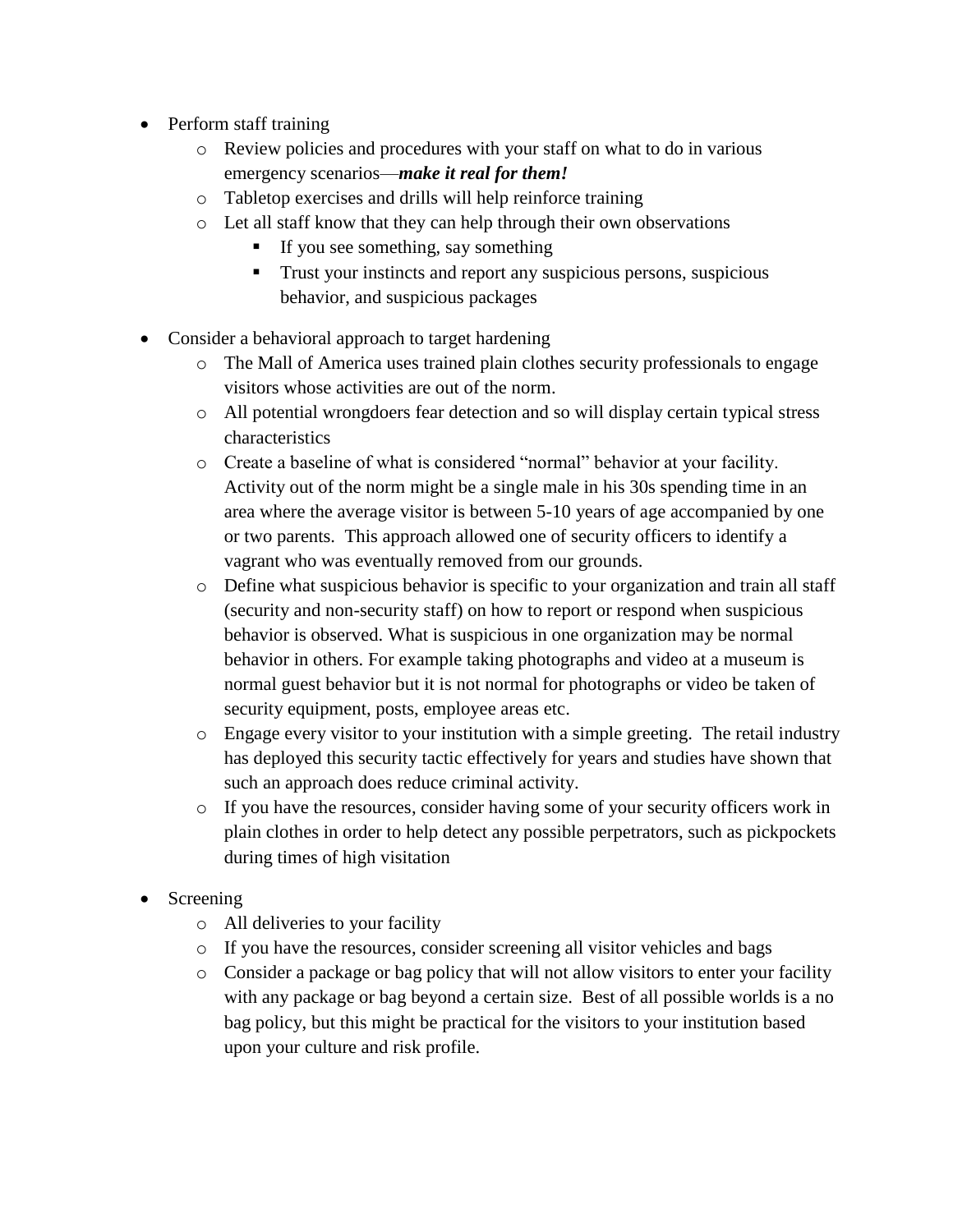- Perform staff training
    - Review policies and procedures with your staff on what to do in various emergency scenarios—***make it real for them!***
    - Tabletop exercises and drills will help reinforce training
    - Let all staff know that they can help through their own observations
        - If you see something, say something
        - Trust your instincts and report any suspicious persons, suspicious behavior, and suspicious packages

- Consider a behavioral approach to target hardening
    - The Mall of America uses trained plain clothes security professionals to engage visitors whose activities are out of the norm.
    - All potential wrongdoers fear detection and so will display certain typical stress characteristics
    - Create a baseline of what is considered "normal" behavior at your facility. Activity out of the norm might be a single male in his 30s spending time in an area where the average visitor is between 5-10 years of age accompanied by one or two parents. This approach allowed one of security officers to identify a vagrant who was eventually removed from our grounds.
    - Define what suspicious behavior is specific to your organization and train all staff (security and non-security staff) on how to report or respond when suspicious behavior is observed. What is suspicious in one organization may be normal behavior in others. For example taking photographs and video at a museum is normal guest behavior but it is not normal for photographs or video be taken of security equipment, posts, employee areas etc.
    - Engage every visitor to your institution with a simple greeting. The retail industry has deployed this security tactic effectively for years and studies have shown that such an approach does reduce criminal activity.
    - If you have the resources, consider having some of your security officers work in plain clothes in order to help detect any possible perpetrators, such as pickpockets during times of high visitation

- Screening
    - All deliveries to your facility
    - If you have the resources, consider screening all visitor vehicles and bags
    - Consider a package or bag policy that will not allow visitors to enter your facility with any package or bag beyond a certain size. Best of all possible worlds is a no bag policy, but this might be practical for the visitors to your institution based upon your culture and risk profile.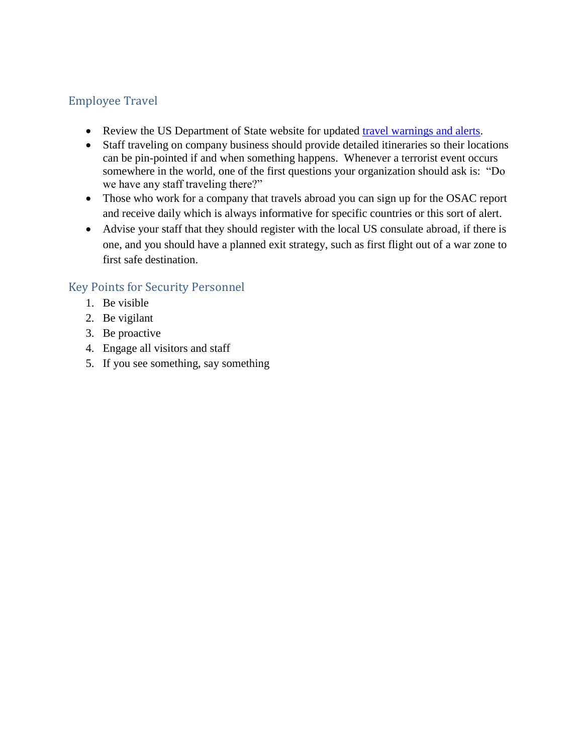## Employee Travel

- Review the US Department of State website for updated [travel warnings and alerts](#).
- Staff traveling on company business should provide detailed itineraries so their locations can be pin-pointed if and when something happens. Whenever a terrorist event occurs somewhere in the world, one of the first questions your organization should ask is: "Do we have any staff traveling there?"
- Those who work for a company that travels abroad you can sign up for the OSAC report and receive daily which is always informative for specific countries or this sort of alert.
- Advise your staff that they should register with the local US consulate abroad, if there is one, and you should have a planned exit strategy, such as first flight out of a war zone to first safe destination.

## Key Points for Security Personnel

1. Be visible
2. Be vigilant
3. Be proactive
4. Engage all visitors and staff
5. If you see something, say something